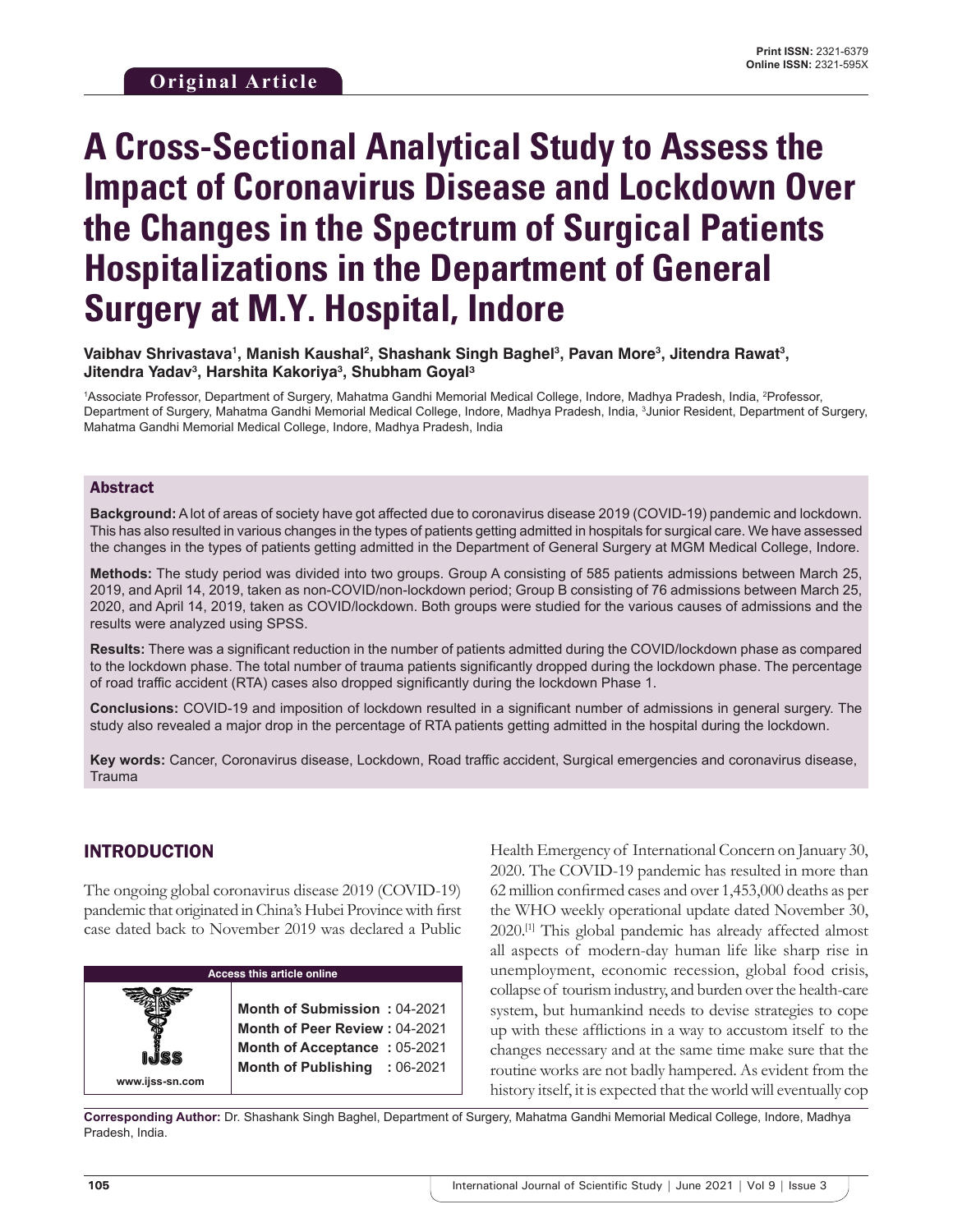Original Article

# A Cross-Sectional Analytical Study to Assess the Impact of Coronavirus Disease and Lockdown Over the Changes in the Spectrum of Surgical Patients Hospitalizations in the Department of General Surgery at M.Y. Hospital, Indore

**Vaibhav Shrivastava[1], Manish Kaushal[2], Shashank Singh Baghel[3], Pavan More[3], Jitendra Rawat[3], Jitendra Yadav[3], Harshita Kakoriya[3], Shubham Goyal[3]**

[1]Associate Professor, Department of Surgery, Mahatma Gandhi Memorial Medical College, Indore, Madhya Pradesh, India, [2]Professor, Department of Surgery, Mahatma Gandhi Memorial Medical College, Indore, Madhya Pradesh, India, [3]Junior Resident, Department of Surgery, Mahatma Gandhi Memorial Medical College, Indore, Madhya Pradesh, India

## Abstract

**Background:** A lot of areas of society have got affected due to coronavirus disease 2019 (COVID-19) pandemic and lockdown. This has also resulted in various changes in the types of patients getting admitted in hospitals for surgical care. We have assessed the changes in the types of patients getting admitted in the Department of General Surgery at MGM Medical College, Indore.

**Methods:** The study period was divided into two groups. Group A consisting of 585 patients admissions between March 25, 2019, and April 14, 2019, taken as non-COVID/non-lockdown period; Group B consisting of 76 admissions between March 25, 2020, and April 14, 2019, taken as COVID/lockdown. Both groups were studied for the various causes of admissions and the results were analyzed using SPSS.

**Results:** There was a significant reduction in the number of patients admitted during the COVID/lockdown phase as compared to the lockdown phase. The total number of trauma patients significantly dropped during the lockdown phase. The percentage of road traffic accident (RTA) cases also dropped significantly during the lockdown Phase 1.

**Conclusions:** COVID-19 and imposition of lockdown resulted in a significant number of admissions in general surgery. The study also revealed a major drop in the percentage of RTA patients getting admitted in the hospital during the lockdown.

**Key words:** Cancer, Coronavirus disease, Lockdown, Road traffic accident, Surgical emergencies and coronavirus disease, Trauma

## INTRODUCTION

The ongoing global coronavirus disease 2019 (COVID-19) pandemic that originated in China's Hubei Province with first case dated back to November 2019 was declared a Public Health Emergency of International Concern on January 30, 2020. The COVID-19 pandemic has resulted in more than 62 million confirmed cases and over 1,453,000 deaths as per the WHO weekly operational update dated November 30, 2020.[1] This global pandemic has already affected almost all aspects of modern-day human life like sharp rise in unemployment, economic recession, global food crisis, collapse of tourism industry, and burden over the health-care system, but humankind needs to devise strategies to cope up with these afflictions in a way to accustom itself to the changes necessary and at the same time make sure that the routine works are not badly hampered. As evident from the history itself, it is expected that the world will eventually cop

| Access this article online | |
|---|---|
| www.ijss-sn.com | **Month of Submission :** 04-2021<br>**Month of Peer Review :** 04-2021<br>**Month of Acceptance :** 05-2021<br>**Month of Publishing :** 06-2021 |

**Corresponding Author:** Dr. Shashank Singh Baghel, Department of Surgery, Mahatma Gandhi Memorial Medical College, Indore, Madhya Pradesh, India.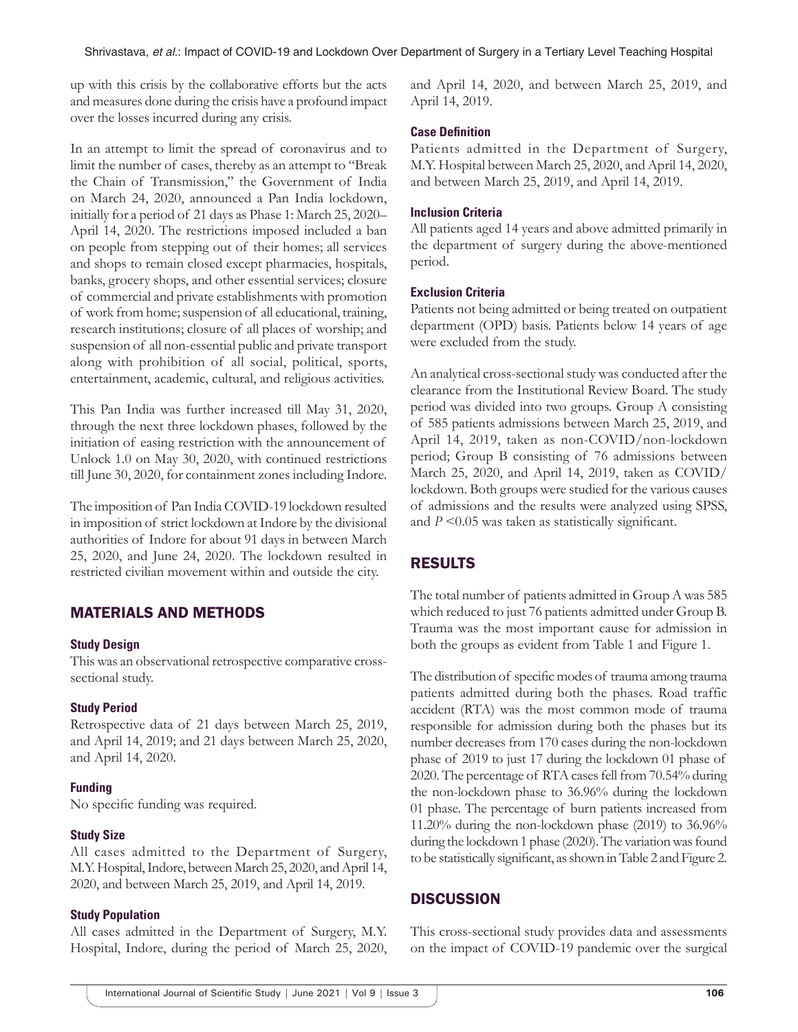up with this crisis by the collaborative efforts but the acts and measures done during the crisis have a profound impact over the losses incurred during any crisis.

In an attempt to limit the spread of coronavirus and to limit the number of cases, thereby as an attempt to "Break the Chain of Transmission," the Government of India on March 24, 2020, announced a Pan India lockdown, initially for a period of 21 days as Phase 1: March 25, 2020–April 14, 2020. The restrictions imposed included a ban on people from stepping out of their homes; all services and shops to remain closed except pharmacies, hospitals, banks, grocery shops, and other essential services; closure of commercial and private establishments with promotion of work from home; suspension of all educational, training, research institutions; closure of all places of worship; and suspension of all non-essential public and private transport along with prohibition of all social, political, sports, entertainment, academic, cultural, and religious activities.

This Pan India was further increased till May 31, 2020, through the next three lockdown phases, followed by the initiation of easing restriction with the announcement of Unlock 1.0 on May 30, 2020, with continued restrictions till June 30, 2020, for containment zones including Indore.

The imposition of Pan India COVID-19 lockdown resulted in imposition of strict lockdown at Indore by the divisional authorities of Indore for about 91 days in between March 25, 2020, and June 24, 2020. The lockdown resulted in restricted civilian movement within and outside the city.

## MATERIALS AND METHODS

### Study Design

This was an observational retrospective comparative cross-sectional study.

### Study Period

Retrospective data of 21 days between March 25, 2019, and April 14, 2019; and 21 days between March 25, 2020, and April 14, 2020.

### Funding

No specific funding was required.

### Study Size

All cases admitted to the Department of Surgery, M.Y. Hospital, Indore, between March 25, 2020, and April 14, 2020, and between March 25, 2019, and April 14, 2019.

### Study Population

All cases admitted in the Department of Surgery, M.Y. Hospital, Indore, during the period of March 25, 2020, and April 14, 2020, and between March 25, 2019, and April 14, 2019.

### Case Definition

Patients admitted in the Department of Surgery, M.Y. Hospital between March 25, 2020, and April 14, 2020, and between March 25, 2019, and April 14, 2019.

### Inclusion Criteria

All patients aged 14 years and above admitted primarily in the department of surgery during the above-mentioned period.

### Exclusion Criteria

Patients not being admitted or being treated on outpatient department (OPD) basis. Patients below 14 years of age were excluded from the study.

An analytical cross-sectional study was conducted after the clearance from the Institutional Review Board. The study period was divided into two groups. Group A consisting of 585 patients admissions between March 25, 2019, and April 14, 2019, taken as non-COVID/non-lockdown period; Group B consisting of 76 admissions between March 25, 2020, and April 14, 2019, taken as COVID/lockdown. Both groups were studied for the various causes of admissions and the results were analyzed using SPSS, and $P < 0.05$ was taken as statistically significant.

## RESULTS

The total number of patients admitted in Group A was 585 which reduced to just 76 patients admitted under Group B. Trauma was the most important cause for admission in both the groups as evident from Table 1 and Figure 1.

The distribution of specific modes of trauma among trauma patients admitted during both the phases. Road traffic accident (RTA) was the most common mode of trauma responsible for admission during both the phases but its number decreases from 170 cases during the non-lockdown phase of 2019 to just 17 during the lockdown 01 phase of 2020. The percentage of RTA cases fell from 70.54% during the non-lockdown phase to 36.96% during the lockdown 01 phase. The percentage of burn patients increased from 11.20% during the non-lockdown phase (2019) to 36.96% during the lockdown 1 phase (2020). The variation was found to be statistically significant, as shown in Table 2 and Figure 2.

## DISCUSSION

This cross-sectional study provides data and assessments on the impact of COVID-19 pandemic over the surgical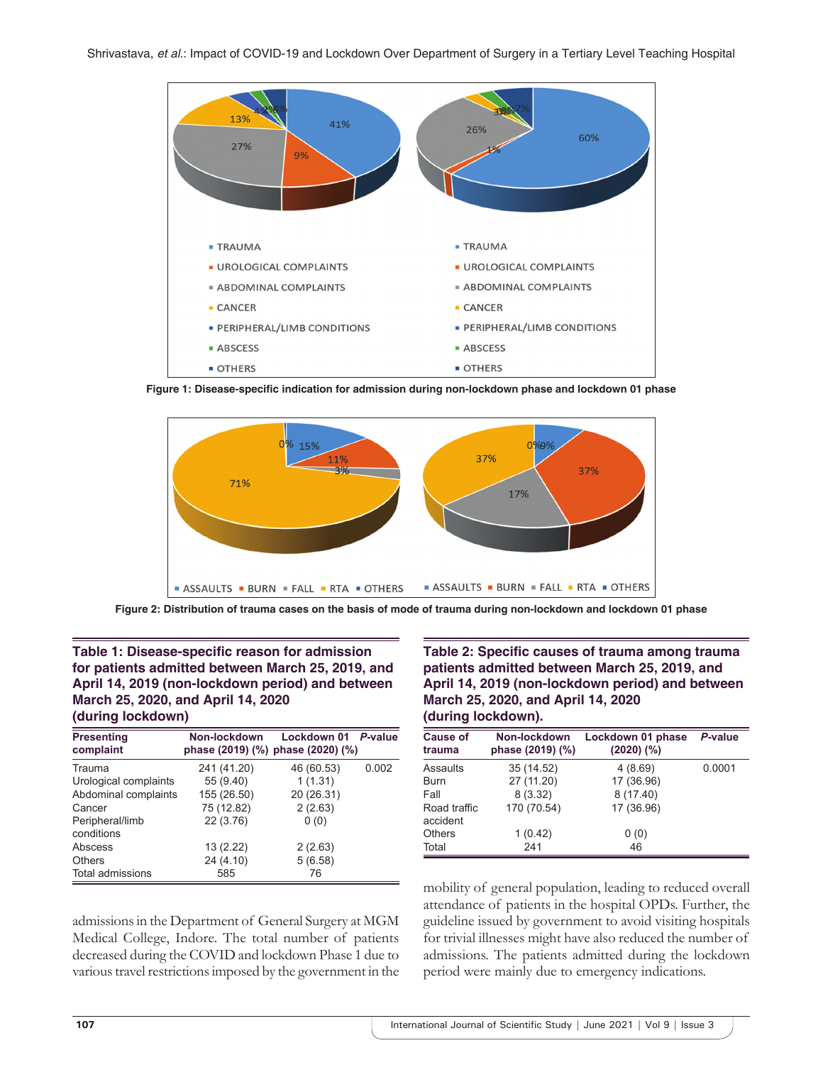Figure 1: Disease-specific indication for admission during non-lockdown phase and lockdown 01 phase

Figure 2: Distribution of trauma cases on the basis of mode of trauma during non-lockdown and lockdown 01 phase

**Table 1: Disease-specific reason for admission for patients admitted between March 25, 2019, and April 14, 2019 (non-lockdown period) and between March 25, 2020, and April 14, 2020 (during lockdown)**

| Presenting complaint | Non-lockdown phase (2019) (%) | Lockdown 01 phase (2020) (%) | *P*-value |
|---|---|---|---|
| Trauma | 241 (41.20) | 46 (60.53) | 0.002 |
| Urological complaints | 55 (9.40) | 1 (1.31) | |
| Abdominal complaints | 155 (26.50) | 20 (26.31) | |
| Cancer | 75 (12.82) | 2 (2.63) | |
| Peripheral/limb conditions | 22 (3.76) | 0 (0) | |
| Abscess | 13 (2.22) | 2 (2.63) | |
| Others | 24 (4.10) | 5 (6.58) | |
| Total admissions | 585 | 76 | |

**Table 2: Specific causes of trauma among trauma patients admitted between March 25, 2019, and April 14, 2019 (non-lockdown period) and between March 25, 2020, and April 14, 2020 (during lockdown).**

| Cause of trauma | Non-lockdown phase (2019) (%) | Lockdown 01 phase (2020) (%) | *P*-value |
|---|---|---|---|
| Assaults | 35 (14.52) | 4 (8.69) | 0.0001 |
| Burn | 27 (11.20) | 17 (36.96) | |
| Fall | 8 (3.32) | 8 (17.40) | |
| Road traffic accident | 170 (70.54) | 17 (36.96) | |
| Others | 1 (0.42) | 0 (0) | |
| Total | 241 | 46 | |

admissions in the Department of General Surgery at MGM Medical College, Indore. The total number of patients decreased during the COVID and lockdown Phase 1 due to various travel restrictions imposed by the government in the mobility of general population, leading to reduced overall attendance of patients in the hospital OPDs. Further, the guideline issued by government to avoid visiting hospitals for trivial illnesses might have also reduced the number of admissions. The patients admitted during the lockdown period were mainly due to emergency indications.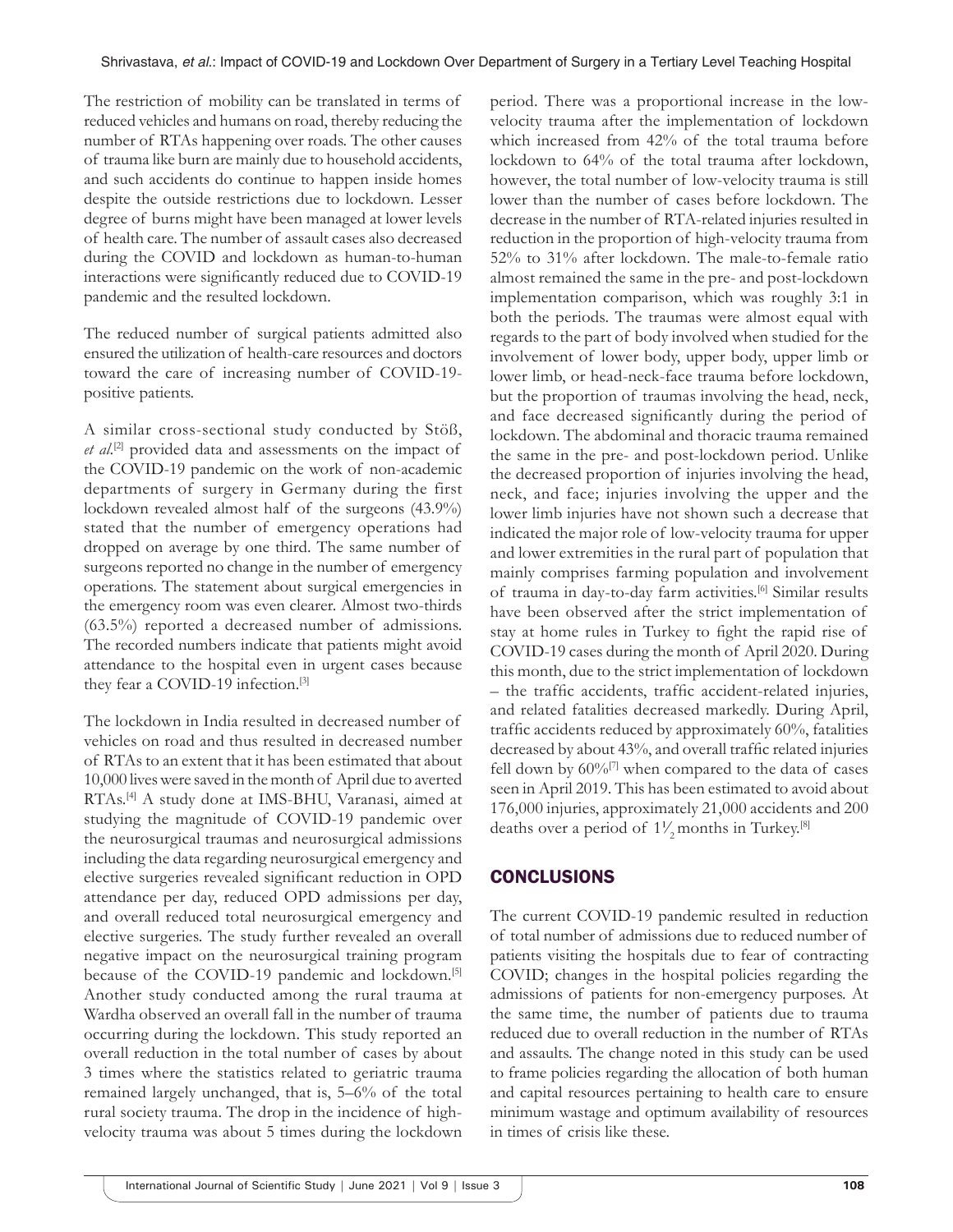The restriction of mobility can be translated in terms of reduced vehicles and humans on road, thereby reducing the number of RTAs happening over roads. The other causes of trauma like burn are mainly due to household accidents, and such accidents do continue to happen inside homes despite the outside restrictions due to lockdown. Lesser degree of burns might have been managed at lower levels of health care. The number of assault cases also decreased during the COVID and lockdown as human-to-human interactions were significantly reduced due to COVID-19 pandemic and the resulted lockdown.

The reduced number of surgical patients admitted also ensured the utilization of health-care resources and doctors toward the care of increasing number of COVID-19-positive patients.

A similar cross-sectional study conducted by Stöß, *et al*.[2] provided data and assessments on the impact of the COVID-19 pandemic on the work of non-academic departments of surgery in Germany during the first lockdown revealed almost half of the surgeons (43.9%) stated that the number of emergency operations had dropped on average by one third. The same number of surgeons reported no change in the number of emergency operations. The statement about surgical emergencies in the emergency room was even clearer. Almost two-thirds (63.5%) reported a decreased number of admissions. The recorded numbers indicate that patients might avoid attendance to the hospital even in urgent cases because they fear a COVID-19 infection.[3]

The lockdown in India resulted in decreased number of vehicles on road and thus resulted in decreased number of RTAs to an extent that it has been estimated that about 10,000 lives were saved in the month of April due to averted RTAs.[4] A study done at IMS-BHU, Varanasi, aimed at studying the magnitude of COVID-19 pandemic over the neurosurgical traumas and neurosurgical admissions including the data regarding neurosurgical emergency and elective surgeries revealed significant reduction in OPD attendance per day, reduced OPD admissions per day, and overall reduced total neurosurgical emergency and elective surgeries. The study further revealed an overall negative impact on the neurosurgical training program because of the COVID-19 pandemic and lockdown.[5] Another study conducted among the rural trauma at Wardha observed an overall fall in the number of trauma occurring during the lockdown. This study reported an overall reduction in the total number of cases by about 3 times where the statistics related to geriatric trauma remained largely unchanged, that is, 5–6% of the total rural society trauma. The drop in the incidence of high-velocity trauma was about 5 times during the lockdown period. There was a proportional increase in the low-velocity trauma after the implementation of lockdown which increased from 42% of the total trauma before lockdown to 64% of the total trauma after lockdown, however, the total number of low-velocity trauma is still lower than the number of cases before lockdown. The decrease in the number of RTA-related injuries resulted in reduction in the proportion of high-velocity trauma from 52% to 31% after lockdown. The male-to-female ratio almost remained the same in the pre- and post-lockdown implementation comparison, which was roughly 3:1 in both the periods. The traumas were almost equal with regards to the part of body involved when studied for the involvement of lower body, upper body, upper limb or lower limb, or head-neck-face trauma before lockdown, but the proportion of traumas involving the head, neck, and face decreased significantly during the period of lockdown. The abdominal and thoracic trauma remained the same in the pre- and post-lockdown period. Unlike the decreased proportion of injuries involving the head, neck, and face; injuries involving the upper and the lower limb injuries have not shown such a decrease that indicated the major role of low-velocity trauma for upper and lower extremities in the rural part of population that mainly comprises farming population and involvement of trauma in day-to-day farm activities.[6] Similar results have been observed after the strict implementation of stay at home rules in Turkey to fight the rapid rise of COVID-19 cases during the month of April 2020. During this month, due to the strict implementation of lockdown – the traffic accidents, traffic accident-related injuries, and related fatalities decreased markedly. During April, traffic accidents reduced by approximately 60%, fatalities decreased by about 43%, and overall traffic related injuries fell down by 60%[7] when compared to the data of cases seen in April 2019. This has been estimated to avoid about 176,000 injuries, approximately 21,000 accidents and 200 deaths over a period of 1½ months in Turkey.[8]

## CONCLUSIONS

The current COVID-19 pandemic resulted in reduction of total number of admissions due to reduced number of patients visiting the hospitals due to fear of contracting COVID; changes in the hospital policies regarding the admissions of patients for non-emergency purposes. At the same time, the number of patients due to trauma reduced due to overall reduction in the number of RTAs and assaults. The change noted in this study can be used to frame policies regarding the allocation of both human and capital resources pertaining to health care to ensure minimum wastage and optimum availability of resources in times of crisis like these.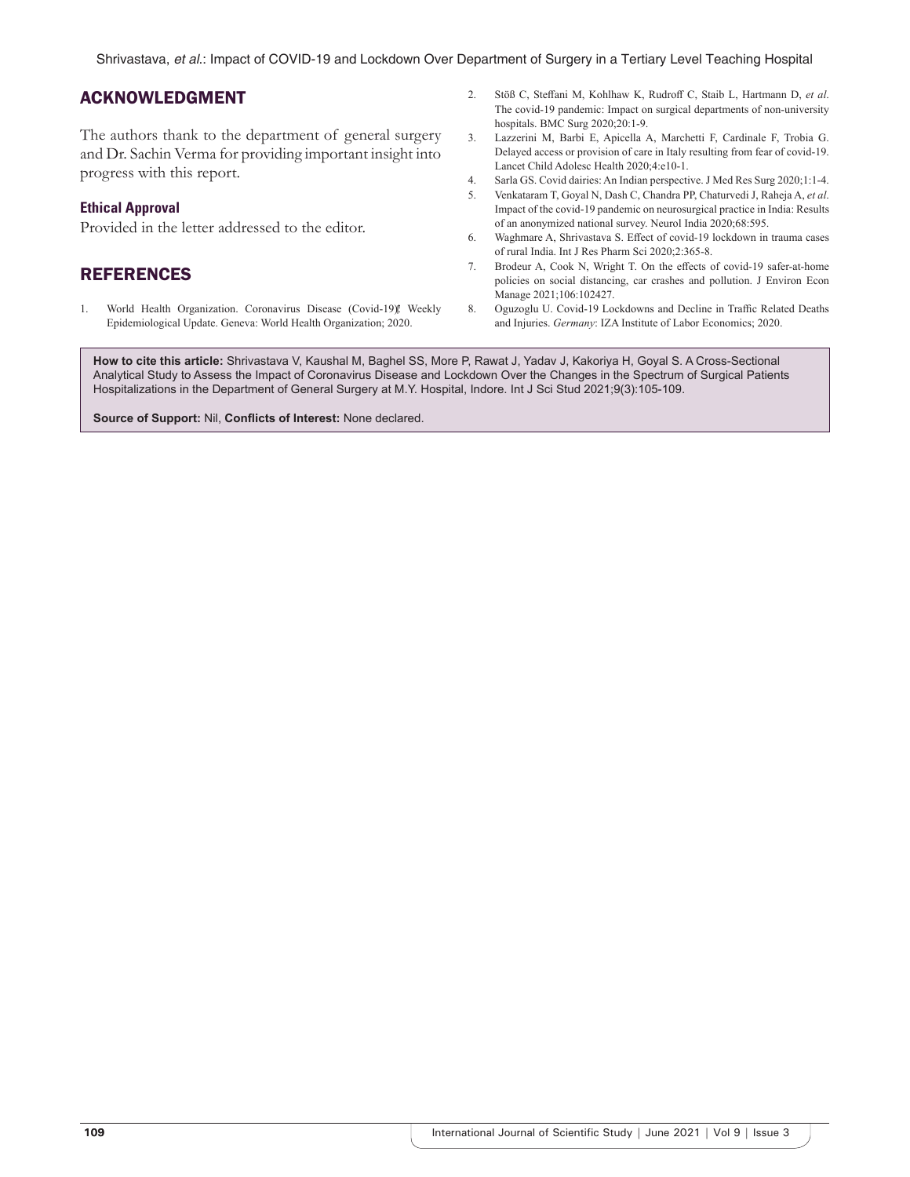## ACKNOWLEDGMENT

The authors thank to the department of general surgery and Dr. Sachin Verma for providing important insight into progress with this report.

### Ethical Approval

Provided in the letter addressed to the editor.

## REFERENCES

1. World Health Organization. Coronavirus Disease (Covid-19): Weekly Epidemiological Update. Geneva: World Health Organization; 2020.
2. Stöß C, Steffani M, Kohlhaw K, Rudroff C, Staib L, Hartmann D, *et al*. The covid-19 pandemic: Impact on surgical departments of non-university hospitals. BMC Surg 2020;20:1-9.
3. Lazzerini M, Barbi E, Apicella A, Marchetti F, Cardinale F, Trobia G. Delayed access or provision of care in Italy resulting from fear of covid-19. Lancet Child Adolesc Health 2020;4:e10-1.
4. Sarla GS. Covid dairies: An Indian perspective. J Med Res Surg 2020;1:1-4.
5. Venkataram T, Goyal N, Dash C, Chandra PP, Chaturvedi J, Raheja A, *et al*. Impact of the covid-19 pandemic on neurosurgical practice in India: Results of an anonymized national survey. Neurol India 2020;68:595.
6. Waghmare A, Shrivastava S. Effect of covid-19 lockdown in trauma cases of rural India. Int J Res Pharm Sci 2020;2:365-8.
7. Brodeur A, Cook N, Wright T. On the effects of covid-19 safer-at-home policies on social distancing, car crashes and pollution. J Environ Econ Manage 2021;106:102427.
8. Oguzoglu U. Covid-19 Lockdowns and Decline in Traffic Related Deaths and Injuries. *Germany*: IZA Institute of Labor Economics; 2020.

**How to cite this article:** Shrivastava V, Kaushal M, Baghel SS, More P, Rawat J, Yadav J, Kakoriya H, Goyal S. A Cross-Sectional Analytical Study to Assess the Impact of Coronavirus Disease and Lockdown Over the Changes in the Spectrum of Surgical Patients Hospitalizations in the Department of General Surgery at M.Y. Hospital, Indore. Int J Sci Stud 2021;9(3):105-109.

**Source of Support:** Nil, **Conflicts of Interest:** None declared.